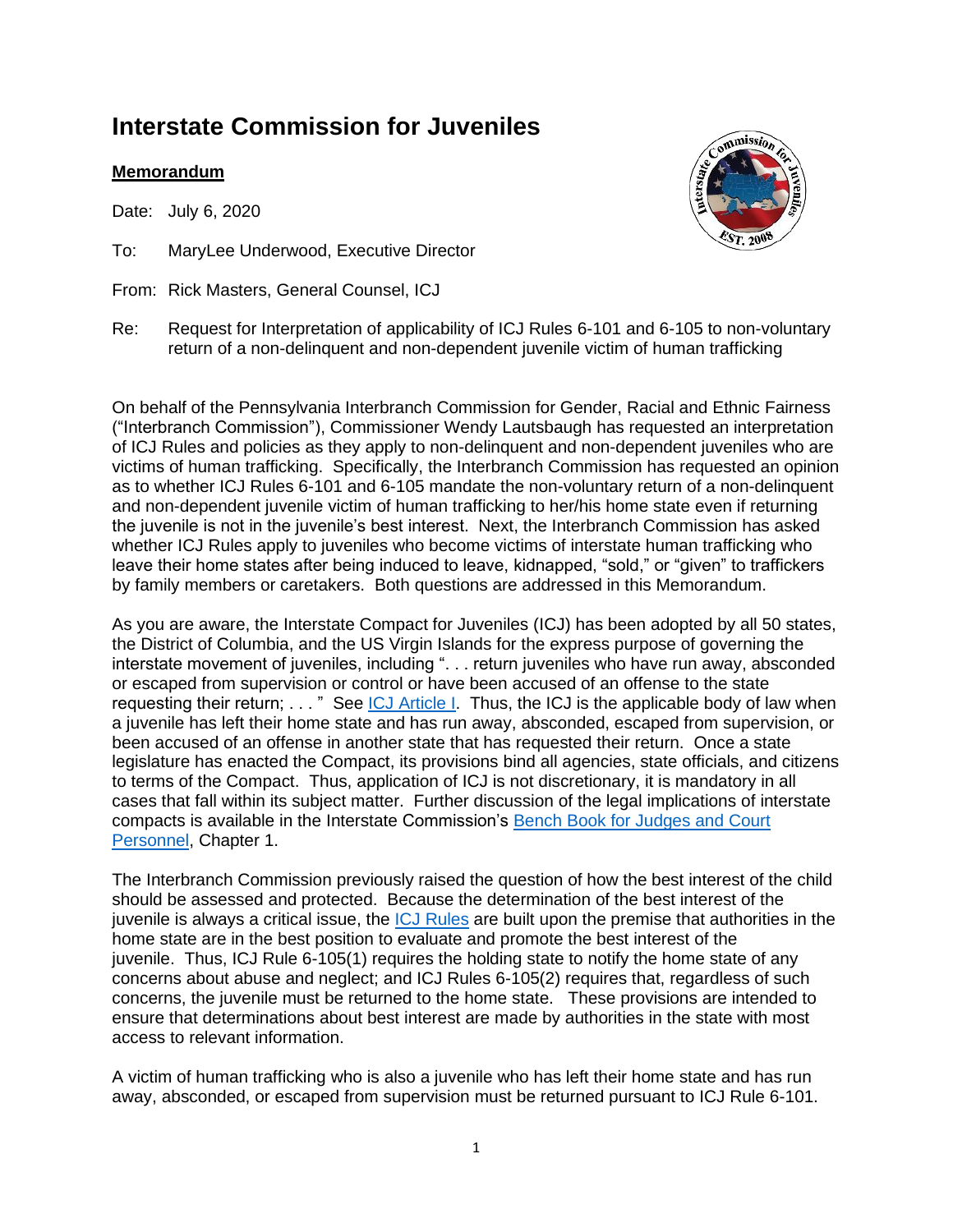# Interstate Commission for Juveniles

**Memorandum**

Date: July 6, 2020

To: MaryLee Underwood, Executive Director

From: Rick Masters, General Counsel, ICJ

Re: Request for Interpretation of applicability of ICJ Rules 6-101 and 6-105 to non-voluntary return of a non-delinquent and non-dependent juvenile victim of human trafficking

On behalf of the Pennsylvania Interbranch Commission for Gender, Racial and Ethnic Fairness ("Interbranch Commission"), Commissioner Wendy Lautsbaugh has requested an interpretation of ICJ Rules and policies as they apply to non-delinquent and non-dependent juveniles who are victims of human trafficking. Specifically, the Interbranch Commission has requested an opinion as to whether ICJ Rules 6-101 and 6-105 mandate the non-voluntary return of a non-delinquent and non-dependent juvenile victim of human trafficking to her/his home state even if returning the juvenile is not in the juvenile's best interest. Next, the Interbranch Commission has asked whether ICJ Rules apply to juveniles who become victims of interstate human trafficking who leave their home states after being induced to leave, kidnapped, "sold," or "given" to traffickers by family members or caretakers. Both questions are addressed in this Memorandum.

As you are aware, the Interstate Compact for Juveniles (ICJ) has been adopted by all 50 states, the District of Columbia, and the US Virgin Islands for the express purpose of governing the interstate movement of juveniles, including ". . . return juveniles who have run away, absconded or escaped from supervision or control or have been accused of an offense to the state requesting their return; . . . " See [ICJ Article I](). Thus, the ICJ is the applicable body of law when a juvenile has left their home state and has run away, absconded, escaped from supervision, or been accused of an offense in another state that has requested their return. Once a state legislature has enacted the Compact, its provisions bind all agencies, state officials, and citizens to terms of the Compact. Thus, application of ICJ is not discretionary, it is mandatory in all cases that fall within its subject matter. Further discussion of the legal implications of interstate compacts is available in the Interstate Commission's [Bench Book for Judges and Court Personnel](), Chapter 1.

The Interbranch Commission previously raised the question of how the best interest of the child should be assessed and protected. Because the determination of the best interest of the juvenile is always a critical issue, the [ICJ Rules]() are built upon the premise that authorities in the home state are in the best position to evaluate and promote the best interest of the juvenile. Thus, ICJ Rule 6-105(1) requires the holding state to notify the home state of any concerns about abuse and neglect; and ICJ Rules 6-105(2) requires that, regardless of such concerns, the juvenile must be returned to the home state. These provisions are intended to ensure that determinations about best interest are made by authorities in the state with most access to relevant information.

A victim of human trafficking who is also a juvenile who has left their home state and has run away, absconded, or escaped from supervision must be returned pursuant to ICJ Rule 6-101.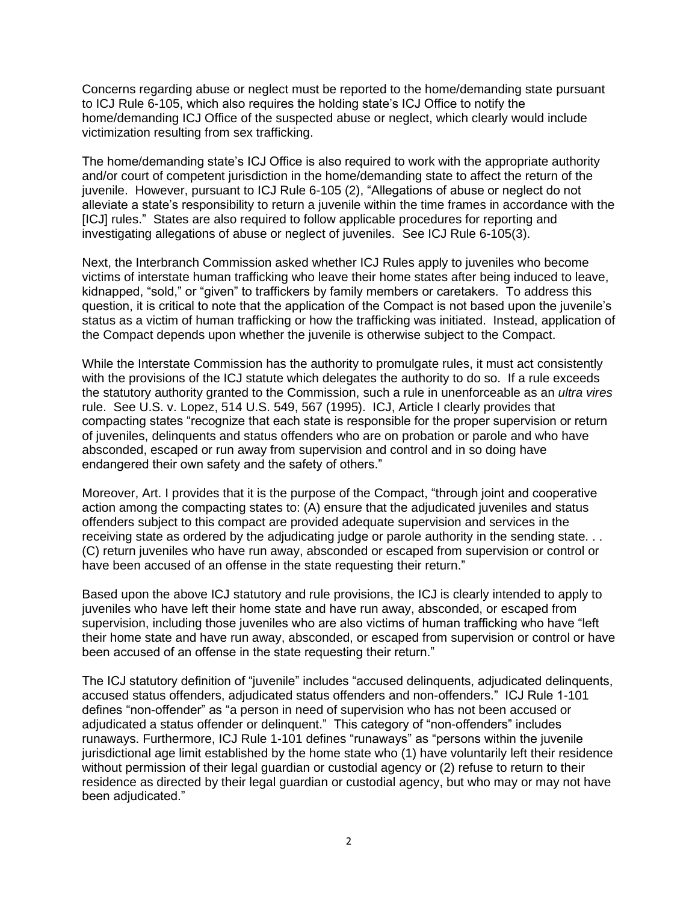Concerns regarding abuse or neglect must be reported to the home/demanding state pursuant to ICJ Rule 6-105, which also requires the holding state's ICJ Office to notify the home/demanding ICJ Office of the suspected abuse or neglect, which clearly would include victimization resulting from sex trafficking.

The home/demanding state's ICJ Office is also required to work with the appropriate authority and/or court of competent jurisdiction in the home/demanding state to affect the return of the juvenile. However, pursuant to ICJ Rule 6-105 (2), "Allegations of abuse or neglect do not alleviate a state's responsibility to return a juvenile within the time frames in accordance with the [ICJ] rules." States are also required to follow applicable procedures for reporting and investigating allegations of abuse or neglect of juveniles. See ICJ Rule 6-105(3).

Next, the Interbranch Commission asked whether ICJ Rules apply to juveniles who become victims of interstate human trafficking who leave their home states after being induced to leave, kidnapped, "sold," or "given" to traffickers by family members or caretakers. To address this question, it is critical to note that the application of the Compact is not based upon the juvenile's status as a victim of human trafficking or how the trafficking was initiated. Instead, application of the Compact depends upon whether the juvenile is otherwise subject to the Compact.

While the Interstate Commission has the authority to promulgate rules, it must act consistently with the provisions of the ICJ statute which delegates the authority to do so. If a rule exceeds the statutory authority granted to the Commission, such a rule in unenforceable as an *ultra vires* rule. See U.S. v. Lopez, 514 U.S. 549, 567 (1995). ICJ, Article I clearly provides that compacting states "recognize that each state is responsible for the proper supervision or return of juveniles, delinquents and status offenders who are on probation or parole and who have absconded, escaped or run away from supervision and control and in so doing have endangered their own safety and the safety of others."

Moreover, Art. I provides that it is the purpose of the Compact, "through joint and cooperative action among the compacting states to: (A) ensure that the adjudicated juveniles and status offenders subject to this compact are provided adequate supervision and services in the receiving state as ordered by the adjudicating judge or parole authority in the sending state. . . (C) return juveniles who have run away, absconded or escaped from supervision or control or have been accused of an offense in the state requesting their return."

Based upon the above ICJ statutory and rule provisions, the ICJ is clearly intended to apply to juveniles who have left their home state and have run away, absconded, or escaped from supervision, including those juveniles who are also victims of human trafficking who have "left their home state and have run away, absconded, or escaped from supervision or control or have been accused of an offense in the state requesting their return."

The ICJ statutory definition of "juvenile" includes "accused delinquents, adjudicated delinquents, accused status offenders, adjudicated status offenders and non-offenders." ICJ Rule 1-101 defines "non-offender" as "a person in need of supervision who has not been accused or adjudicated a status offender or delinquent." This category of "non-offenders" includes runaways. Furthermore, ICJ Rule 1-101 defines "runaways" as "persons within the juvenile jurisdictional age limit established by the home state who (1) have voluntarily left their residence without permission of their legal guardian or custodial agency or (2) refuse to return to their residence as directed by their legal guardian or custodial agency, but who may or may not have been adjudicated."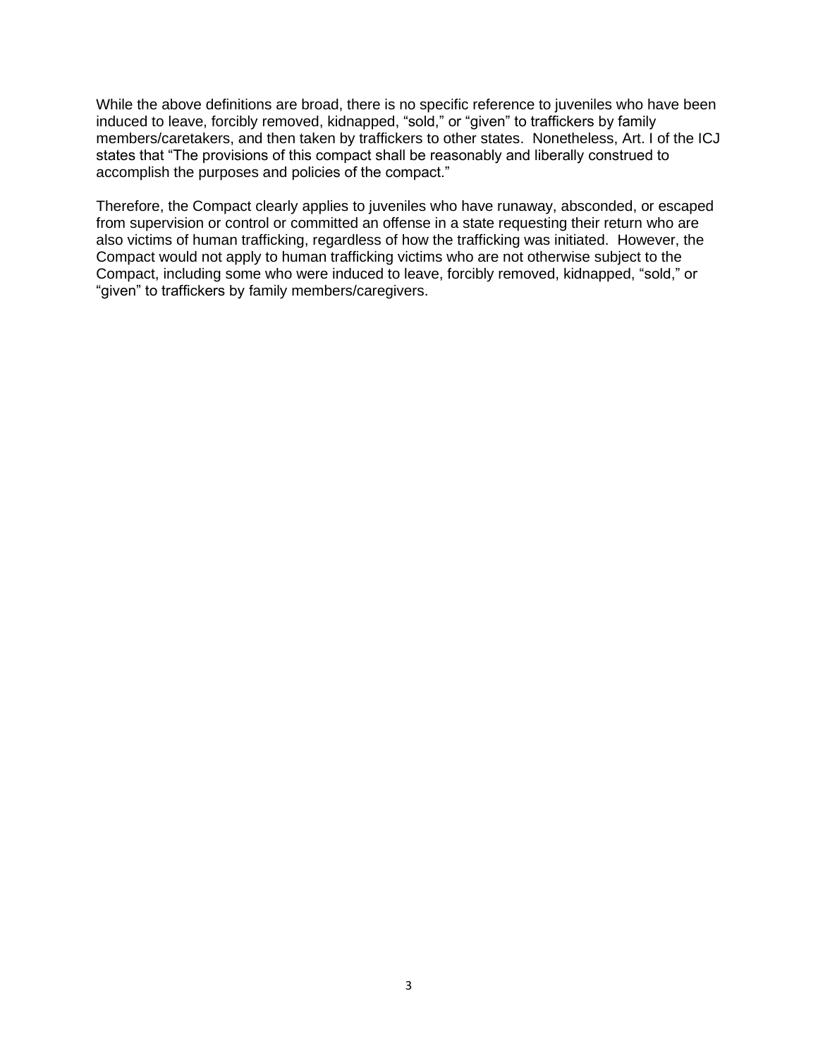While the above definitions are broad, there is no specific reference to juveniles who have been induced to leave, forcibly removed, kidnapped, "sold," or "given" to traffickers by family members/caretakers, and then taken by traffickers to other states. Nonetheless, Art. I of the ICJ states that "The provisions of this compact shall be reasonably and liberally construed to accomplish the purposes and policies of the compact."

Therefore, the Compact clearly applies to juveniles who have runaway, absconded, or escaped from supervision or control or committed an offense in a state requesting their return who are also victims of human trafficking, regardless of how the trafficking was initiated. However, the Compact would not apply to human trafficking victims who are not otherwise subject to the Compact, including some who were induced to leave, forcibly removed, kidnapped, "sold," or "given" to traffickers by family members/caregivers.